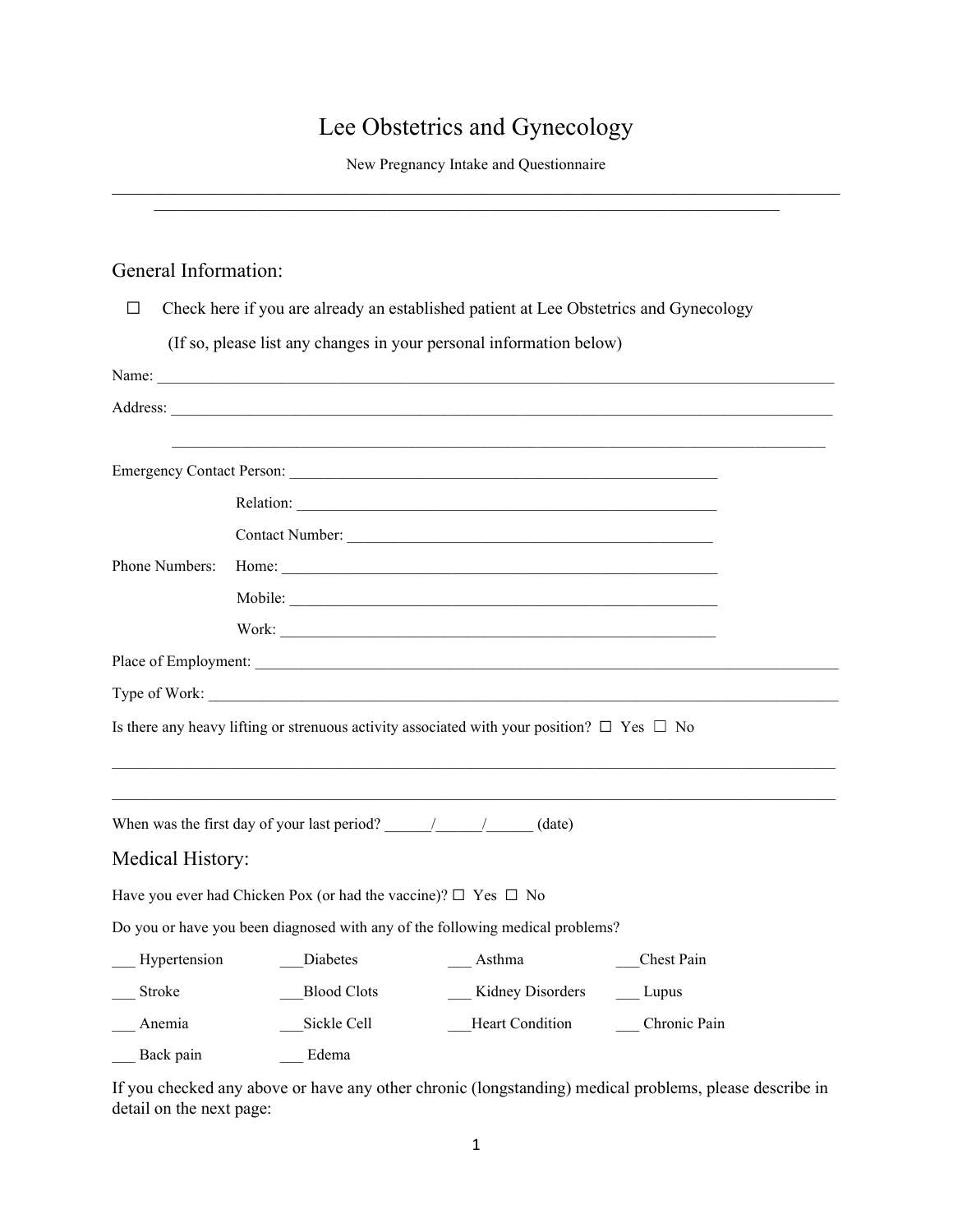# Lee Obstetrics and Gynecology

New Pregnancy Intake and Questionnaire

---

## General Information:

☐ Check here if you are already an established patient at Lee Obstetrics and Gynecology

(If so, please list any changes in your personal information below)

Name: ______________________________________________________________________

Address: ____________________________________________________________________

____________________________________________________________________

Emergency Contact Person: ____________________________________________

Relation: ____________________________________________

Contact Number: ______________________________________

Phone Numbers: Home: ____________________________________________

Mobile: ____________________________________________

Work: ____________________________________________

Place of Employment: ____________________________________________________________

Type of Work: __________________________________________________________________

Is there any heavy lifting or strenuous activity associated with your position? ☐ Yes ☐ No

______________________________________________________________________________

______________________________________________________________________________

When was the first day of your last period? ______/______/______ (date)

## Medical History:

Have you ever had Chicken Pox (or had the vaccine)? ☐ Yes ☐ No

Do you or have you been diagnosed with any of the following medical problems?

| | | | |
|---|---|---|---|
| ___ Hypertension | ___Diabetes | ___ Asthma | ___Chest Pain |
| ___ Stroke | ___Blood Clots | ___ Kidney Disorders | ___ Lupus |
| ___ Anemia | ___Sickle Cell | ___Heart Condition | ___ Chronic Pain |
| ___ Back pain | ___ Edema | | |

If you checked any above or have any other chronic (longstanding) medical problems, please describe in detail on the next page: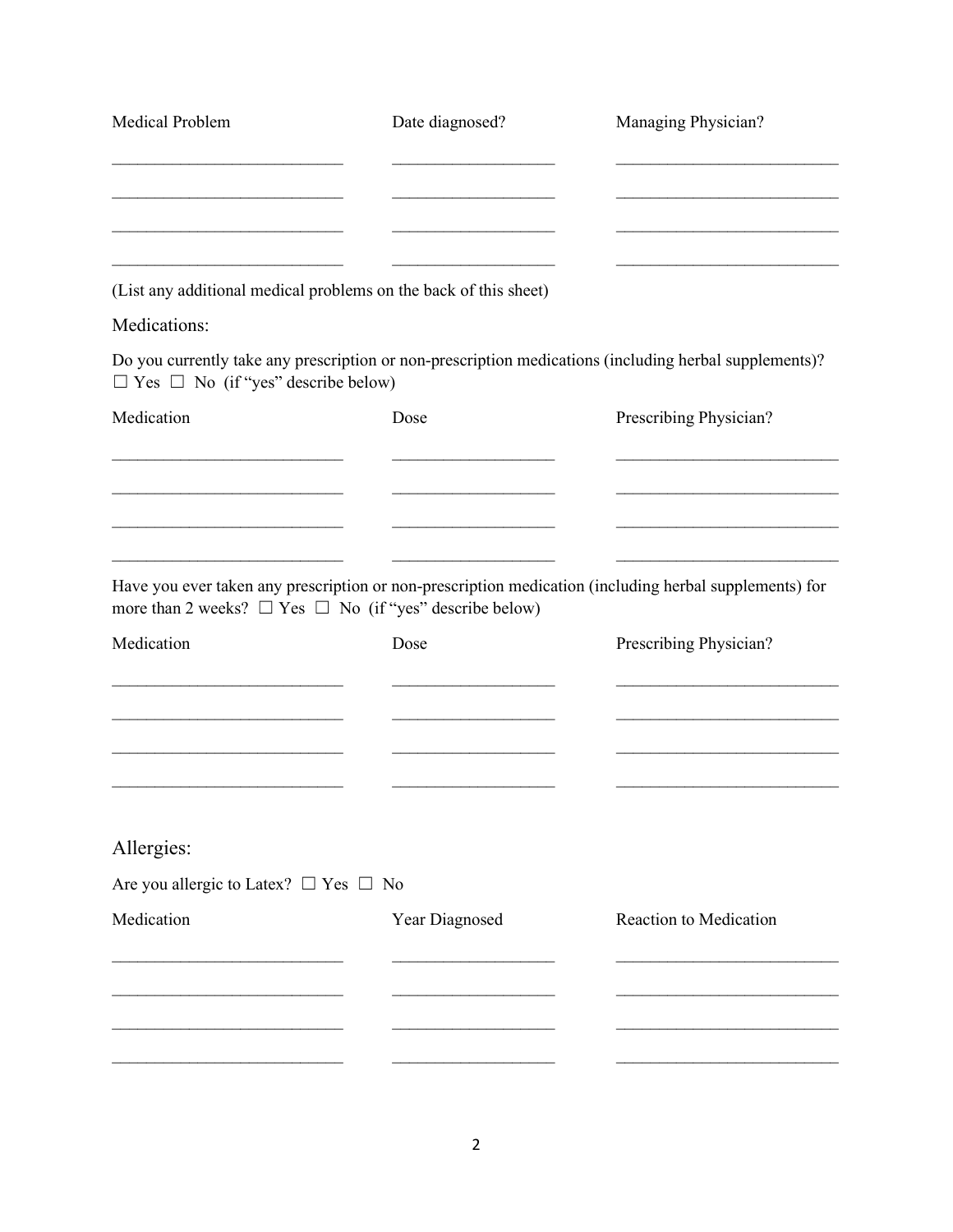| Medical Problem | Date diagnosed? | Managing Physician? |
| --- | --- | --- |
| | | |
| | | |
| | | |
| | | |

(List any additional medical problems on the back of this sheet)

## Medications:

Do you currently take any prescription or non-prescription medications (including herbal supplements)?
☐ Yes ☐ No (if "yes" describe below)

| Medication | Dose | Prescribing Physician? |
| --- | --- | --- |
| | | |
| | | |
| | | |
| | | |

Have you ever taken any prescription or non-prescription medication (including herbal supplements) for more than 2 weeks? ☐ Yes ☐ No (if "yes" describe below)

| Medication | Dose | Prescribing Physician? |
| --- | --- | --- |
| | | |
| | | |
| | | |
| | | |

## Allergies:

Are you allergic to Latex? ☐ Yes ☐ No

| Medication | Year Diagnosed | Reaction to Medication |
| --- | --- | --- |
| | | |
| | | |
| | | |
| | | |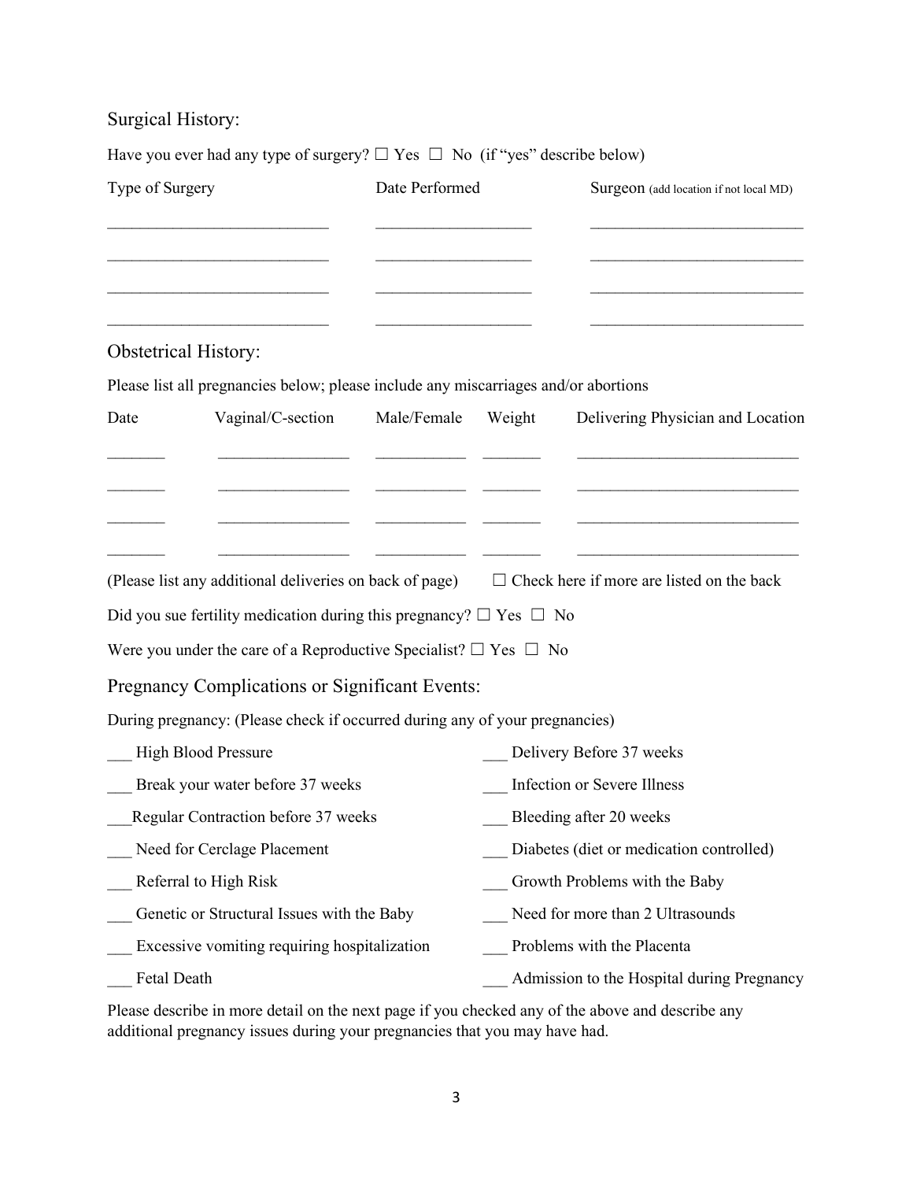## Surgical History:

Have you ever had any type of surgery? ☐ Yes ☐ No (if "yes" describe below)

| Type of Surgery | Date Performed | Surgeon (add location if not local MD) |
|---|---|---|
| ___________________________ | __________________ | __________________________ |
| ___________________________ | __________________ | __________________________ |
| ___________________________ | __________________ | __________________________ |
| ___________________________ | __________________ | __________________________ |

## Obstetrical History:

Please list all pregnancies below; please include any miscarriages and/or abortions

| Date | Vaginal/C-section | Male/Female | Weight | Delivering Physician and Location |
|---|---|---|---|---|
| _______ | ________________ | ___________ | _______ | ___________________________ |
| _______ | ________________ | ___________ | _______ | ___________________________ |
| _______ | ________________ | ___________ | _______ | ___________________________ |
| _______ | ________________ | ___________ | _______ | ___________________________ |

(Please list any additional deliveries on back of page) ☐ Check here if more are listed on the back

Did you sue fertility medication during this pregnancy? ☐ Yes ☐ No

Were you under the care of a Reproductive Specialist? ☐ Yes ☐ No

## Pregnancy Complications or Significant Events:

During pregnancy: (Please check if occurred during any of your pregnancies)

___ High Blood Pressure

___ Break your water before 37 weeks

___Regular Contraction before 37 weeks

___ Need for Cerclage Placement

___ Referral to High Risk

___ Genetic or Structural Issues with the Baby

___ Excessive vomiting requiring hospitalization

___ Fetal Death

___ Delivery Before 37 weeks

___ Infection or Severe Illness

___ Bleeding after 20 weeks

___ Diabetes (diet or medication controlled)

___ Growth Problems with the Baby

___ Need for more than 2 Ultrasounds

___ Problems with the Placenta

___ Admission to the Hospital during Pregnancy

Please describe in more detail on the next page if you checked any of the above and describe any additional pregnancy issues during your pregnancies that you may have had.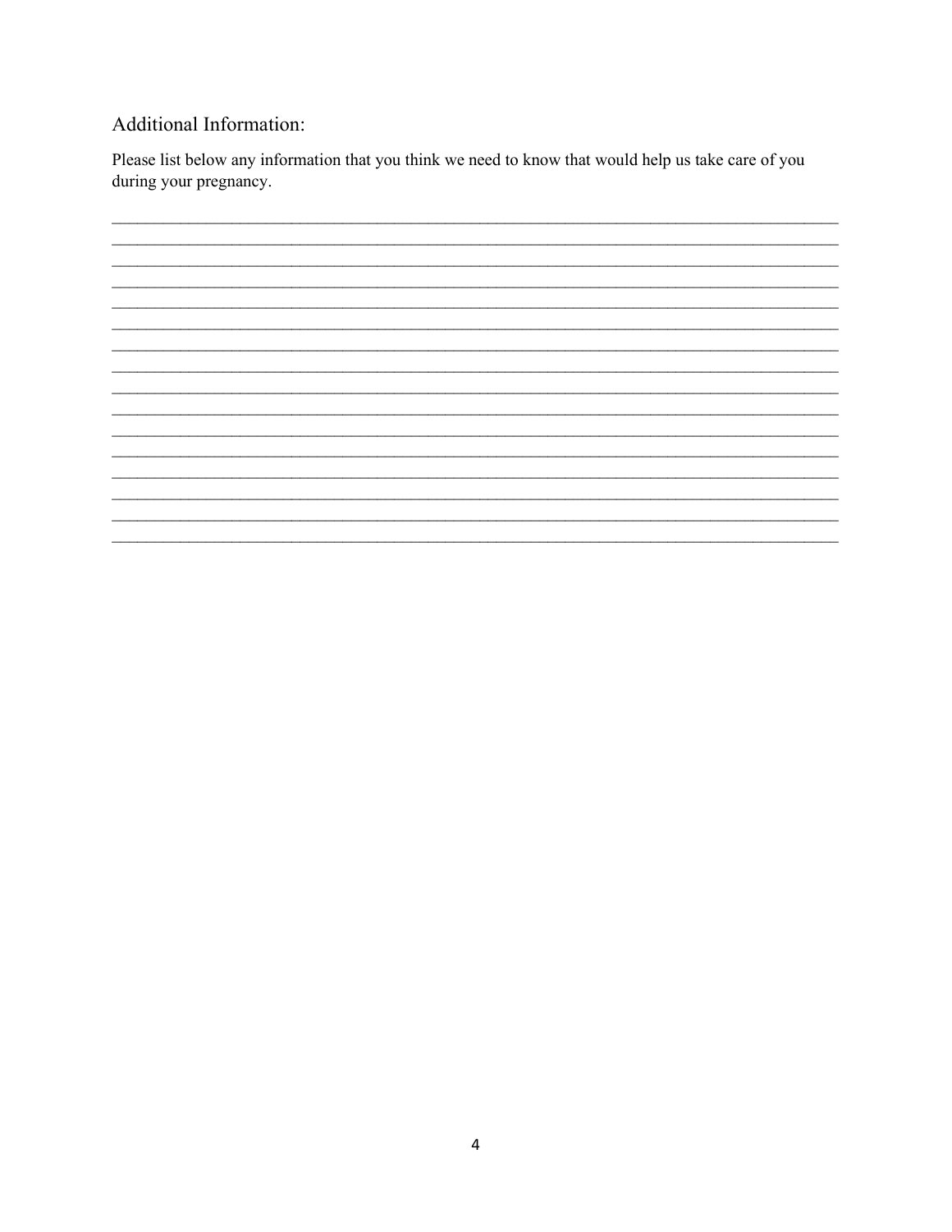## Additional Information:

Please list below any information that you think we need to know that would help us take care of you during your pregnancy.

\_\_\_\_\_\_\_\_\_\_\_\_\_\_\_\_\_\_\_\_\_\_\_\_\_\_\_\_\_\_\_\_\_\_\_\_\_\_\_\_\_\_\_\_\_\_\_\_\_\_\_\_\_\_\_\_\_\_\_\_\_\_\_\_\_\_\_\_\_\_\_\_\_\_\_\_\_\_

\_\_\_\_\_\_\_\_\_\_\_\_\_\_\_\_\_\_\_\_\_\_\_\_\_\_\_\_\_\_\_\_\_\_\_\_\_\_\_\_\_\_\_\_\_\_\_\_\_\_\_\_\_\_\_\_\_\_\_\_\_\_\_\_\_\_\_\_\_\_\_\_\_\_\_\_\_\_

\_\_\_\_\_\_\_\_\_\_\_\_\_\_\_\_\_\_\_\_\_\_\_\_\_\_\_\_\_\_\_\_\_\_\_\_\_\_\_\_\_\_\_\_\_\_\_\_\_\_\_\_\_\_\_\_\_\_\_\_\_\_\_\_\_\_\_\_\_\_\_\_\_\_\_\_\_\_

\_\_\_\_\_\_\_\_\_\_\_\_\_\_\_\_\_\_\_\_\_\_\_\_\_\_\_\_\_\_\_\_\_\_\_\_\_\_\_\_\_\_\_\_\_\_\_\_\_\_\_\_\_\_\_\_\_\_\_\_\_\_\_\_\_\_\_\_\_\_\_\_\_\_\_\_\_\_

\_\_\_\_\_\_\_\_\_\_\_\_\_\_\_\_\_\_\_\_\_\_\_\_\_\_\_\_\_\_\_\_\_\_\_\_\_\_\_\_\_\_\_\_\_\_\_\_\_\_\_\_\_\_\_\_\_\_\_\_\_\_\_\_\_\_\_\_\_\_\_\_\_\_\_\_\_\_

\_\_\_\_\_\_\_\_\_\_\_\_\_\_\_\_\_\_\_\_\_\_\_\_\_\_\_\_\_\_\_\_\_\_\_\_\_\_\_\_\_\_\_\_\_\_\_\_\_\_\_\_\_\_\_\_\_\_\_\_\_\_\_\_\_\_\_\_\_\_\_\_\_\_\_\_\_\_

\_\_\_\_\_\_\_\_\_\_\_\_\_\_\_\_\_\_\_\_\_\_\_\_\_\_\_\_\_\_\_\_\_\_\_\_\_\_\_\_\_\_\_\_\_\_\_\_\_\_\_\_\_\_\_\_\_\_\_\_\_\_\_\_\_\_\_\_\_\_\_\_\_\_\_\_\_\_

\_\_\_\_\_\_\_\_\_\_\_\_\_\_\_\_\_\_\_\_\_\_\_\_\_\_\_\_\_\_\_\_\_\_\_\_\_\_\_\_\_\_\_\_\_\_\_\_\_\_\_\_\_\_\_\_\_\_\_\_\_\_\_\_\_\_\_\_\_\_\_\_\_\_\_\_\_\_

\_\_\_\_\_\_\_\_\_\_\_\_\_\_\_\_\_\_\_\_\_\_\_\_\_\_\_\_\_\_\_\_\_\_\_\_\_\_\_\_\_\_\_\_\_\_\_\_\_\_\_\_\_\_\_\_\_\_\_\_\_\_\_\_\_\_\_\_\_\_\_\_\_\_\_\_\_\_

\_\_\_\_\_\_\_\_\_\_\_\_\_\_\_\_\_\_\_\_\_\_\_\_\_\_\_\_\_\_\_\_\_\_\_\_\_\_\_\_\_\_\_\_\_\_\_\_\_\_\_\_\_\_\_\_\_\_\_\_\_\_\_\_\_\_\_\_\_\_\_\_\_\_\_\_\_\_

\_\_\_\_\_\_\_\_\_\_\_\_\_\_\_\_\_\_\_\_\_\_\_\_\_\_\_\_\_\_\_\_\_\_\_\_\_\_\_\_\_\_\_\_\_\_\_\_\_\_\_\_\_\_\_\_\_\_\_\_\_\_\_\_\_\_\_\_\_\_\_\_\_\_\_\_\_\_

\_\_\_\_\_\_\_\_\_\_\_\_\_\_\_\_\_\_\_\_\_\_\_\_\_\_\_\_\_\_\_\_\_\_\_\_\_\_\_\_\_\_\_\_\_\_\_\_\_\_\_\_\_\_\_\_\_\_\_\_\_\_\_\_\_\_\_\_\_\_\_\_\_\_\_\_\_\_

\_\_\_\_\_\_\_\_\_\_\_\_\_\_\_\_\_\_\_\_\_\_\_\_\_\_\_\_\_\_\_\_\_\_\_\_\_\_\_\_\_\_\_\_\_\_\_\_\_\_\_\_\_\_\_\_\_\_\_\_\_\_\_\_\_\_\_\_\_\_\_\_\_\_\_\_\_\_

\_\_\_\_\_\_\_\_\_\_\_\_\_\_\_\_\_\_\_\_\_\_\_\_\_\_\_\_\_\_\_\_\_\_\_\_\_\_\_\_\_\_\_\_\_\_\_\_\_\_\_\_\_\_\_\_\_\_\_\_\_\_\_\_\_\_\_\_\_\_\_\_\_\_\_\_\_\_

\_\_\_\_\_\_\_\_\_\_\_\_\_\_\_\_\_\_\_\_\_\_\_\_\_\_\_\_\_\_\_\_\_\_\_\_\_\_\_\_\_\_\_\_\_\_\_\_\_\_\_\_\_\_\_\_\_\_\_\_\_\_\_\_\_\_\_\_\_\_\_\_\_\_\_\_\_\_

\_\_\_\_\_\_\_\_\_\_\_\_\_\_\_\_\_\_\_\_\_\_\_\_\_\_\_\_\_\_\_\_\_\_\_\_\_\_\_\_\_\_\_\_\_\_\_\_\_\_\_\_\_\_\_\_\_\_\_\_\_\_\_\_\_\_\_\_\_\_\_\_\_\_\_\_\_\_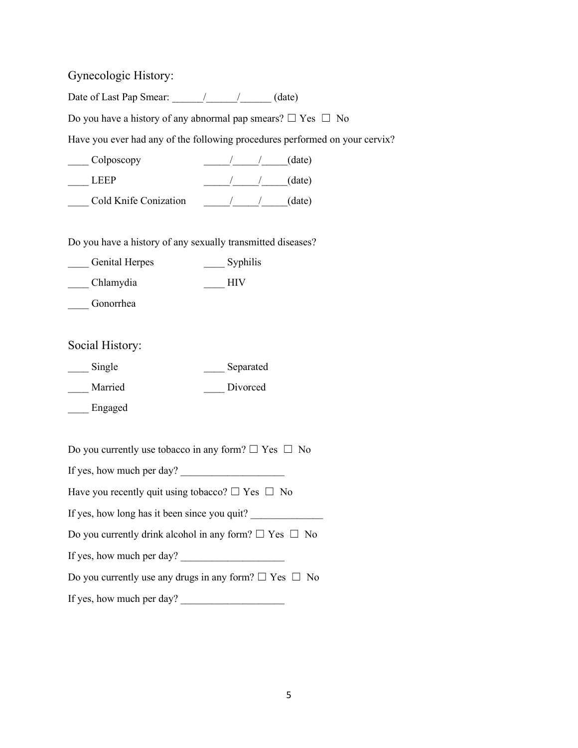## Gynecologic History:

Date of Last Pap Smear: ______/______/______ (date)

Do you have a history of any abnormal pap smears? ☐ Yes ☐ No

Have you ever had any of the following procedures performed on your cervix?

____ Colposcopy _____/_____/_____(date)

____ LEEP _____/_____/_____(date)

____ Cold Knife Conization _____/_____/_____(date)

Do you have a history of any sexually transmitted diseases?

____ Genital Herpes

____ Chlamydia

____ Gonorrhea

____ Syphilis

____ HIV

## Social History:

____ Single

____ Married

____ Engaged

____ Separated

____ Divorced

Do you currently use tobacco in any form? ☐ Yes ☐ No

If yes, how much per day? ____________________

Have you recently quit using tobacco? ☐ Yes ☐ No

If yes, how long has it been since you quit? ______________

Do you currently drink alcohol in any form? ☐ Yes ☐ No

If yes, how much per day? ____________________

Do you currently use any drugs in any form? ☐ Yes ☐ No

If yes, how much per day? ____________________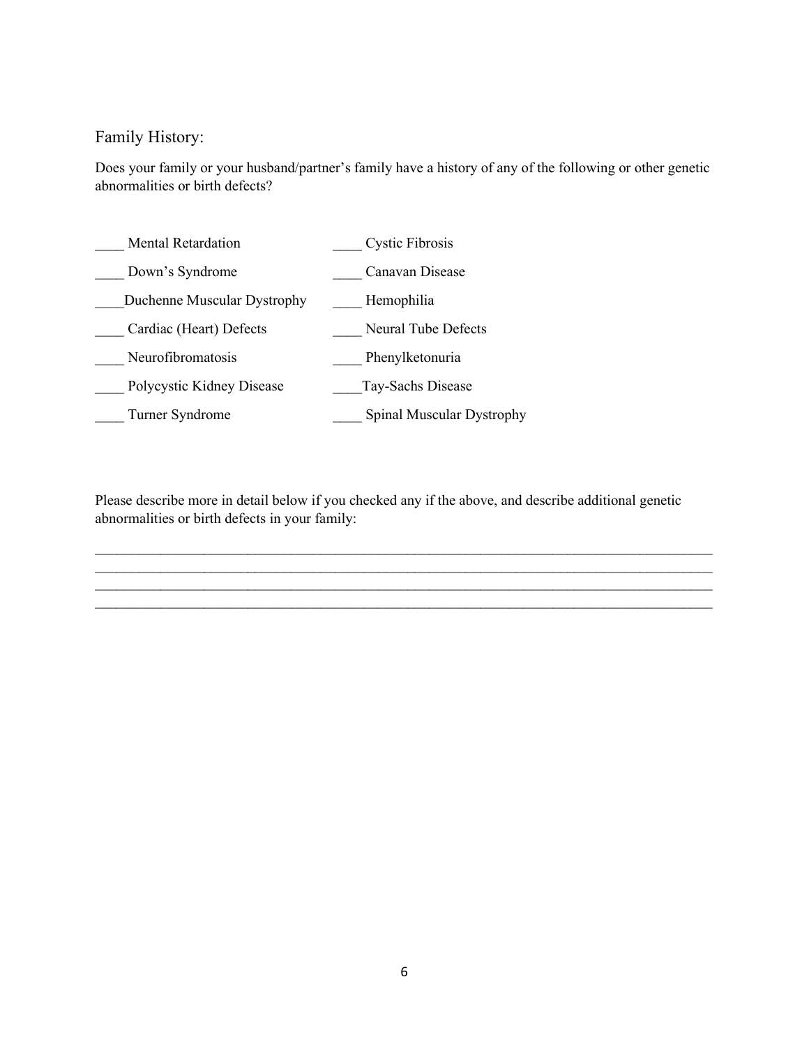## Family History:

Does your family or your husband/partner's family have a history of any of the following or other genetic abnormalities or birth defects?

____ Mental Retardation

____ Down's Syndrome

____Duchenne Muscular Dystrophy

____ Cardiac (Heart) Defects

____ Neurofibromatosis

____ Polycystic Kidney Disease

____ Turner Syndrome

____ Cystic Fibrosis

____ Canavan Disease

____ Hemophilia

____ Neural Tube Defects

____ Phenylketonuria

____Tay-Sachs Disease

____ Spinal Muscular Dystrophy

Please describe more in detail below if you checked any if the above, and describe additional genetic abnormalities or birth defects in your family:

_____________________________________________________________________________________

_____________________________________________________________________________________

_____________________________________________________________________________________

_____________________________________________________________________________________